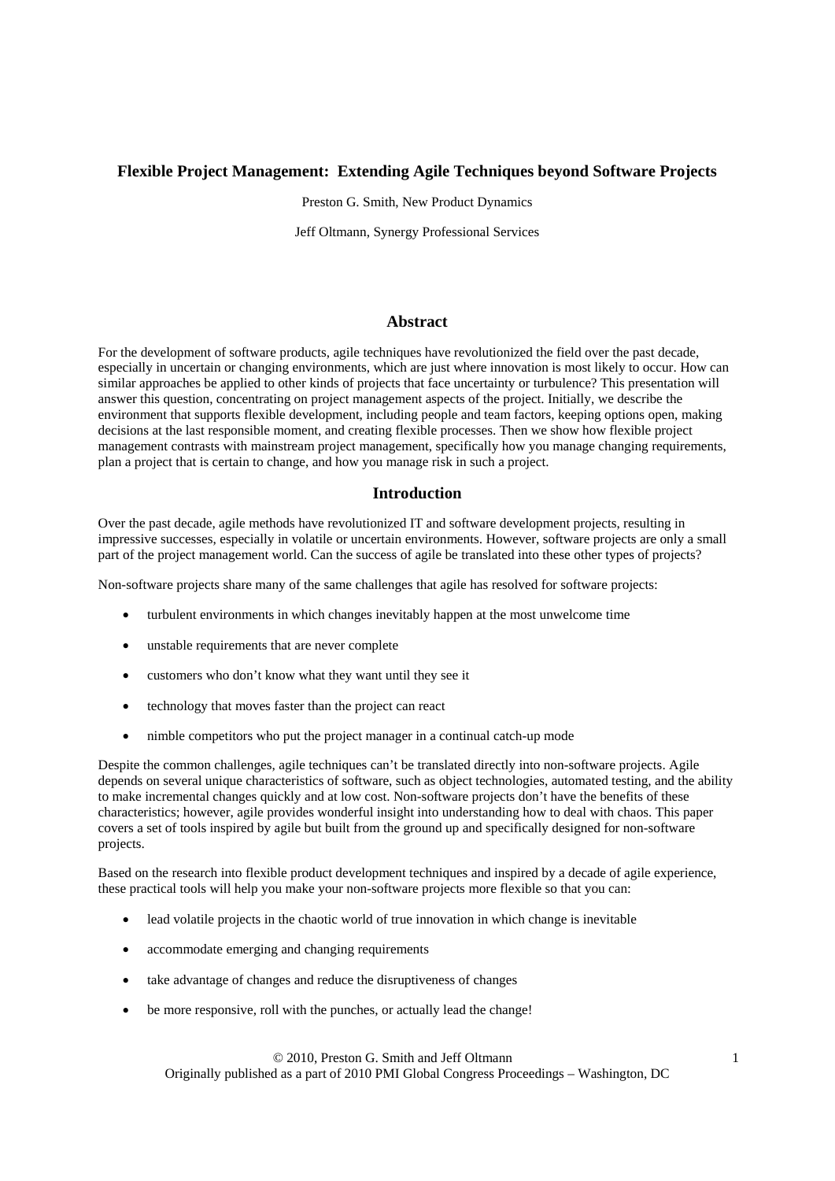# Flexible Project Management: Extending Agile Techniques beyond Software Projects

Preston G. Smith, New Product Dynamics

Jeff Oltmann, Synergy Professional Services

## Abstract

For the development of software products, agile techniques have revolutionized the field over the past decade, especially in uncertain or changing environments, which are just where innovation is most likely to occur. How can similar approaches be applied to other kinds of projects that face uncertainty or turbulence? This presentation will answer this question, concentrating on project management aspects of the project. Initially, we describe the environment that supports flexible development, including people and team factors, keeping options open, making decisions at the last responsible moment, and creating flexible processes. Then we show how flexible project management contrasts with mainstream project management, specifically how you manage changing requirements, plan a project that is certain to change, and how you manage risk in such a project.

## Introduction

Over the past decade, agile methods have revolutionized IT and software development projects, resulting in impressive successes, especially in volatile or uncertain environments. However, software projects are only a small part of the project management world. Can the success of agile be translated into these other types of projects?

Non-software projects share many of the same challenges that agile has resolved for software projects:

- turbulent environments in which changes inevitably happen at the most unwelcome time
- unstable requirements that are never complete
- customers who don't know what they want until they see it
- technology that moves faster than the project can react
- nimble competitors who put the project manager in a continual catch-up mode

Despite the common challenges, agile techniques can't be translated directly into non-software projects. Agile depends on several unique characteristics of software, such as object technologies, automated testing, and the ability to make incremental changes quickly and at low cost. Non-software projects don't have the benefits of these characteristics; however, agile provides wonderful insight into understanding how to deal with chaos. This paper covers a set of tools inspired by agile but built from the ground up and specifically designed for non-software projects.

Based on the research into flexible product development techniques and inspired by a decade of agile experience, these practical tools will help you make your non-software projects more flexible so that you can:

- lead volatile projects in the chaotic world of true innovation in which change is inevitable
- accommodate emerging and changing requirements
- take advantage of changes and reduce the disruptiveness of changes
- be more responsive, roll with the punches, or actually lead the change!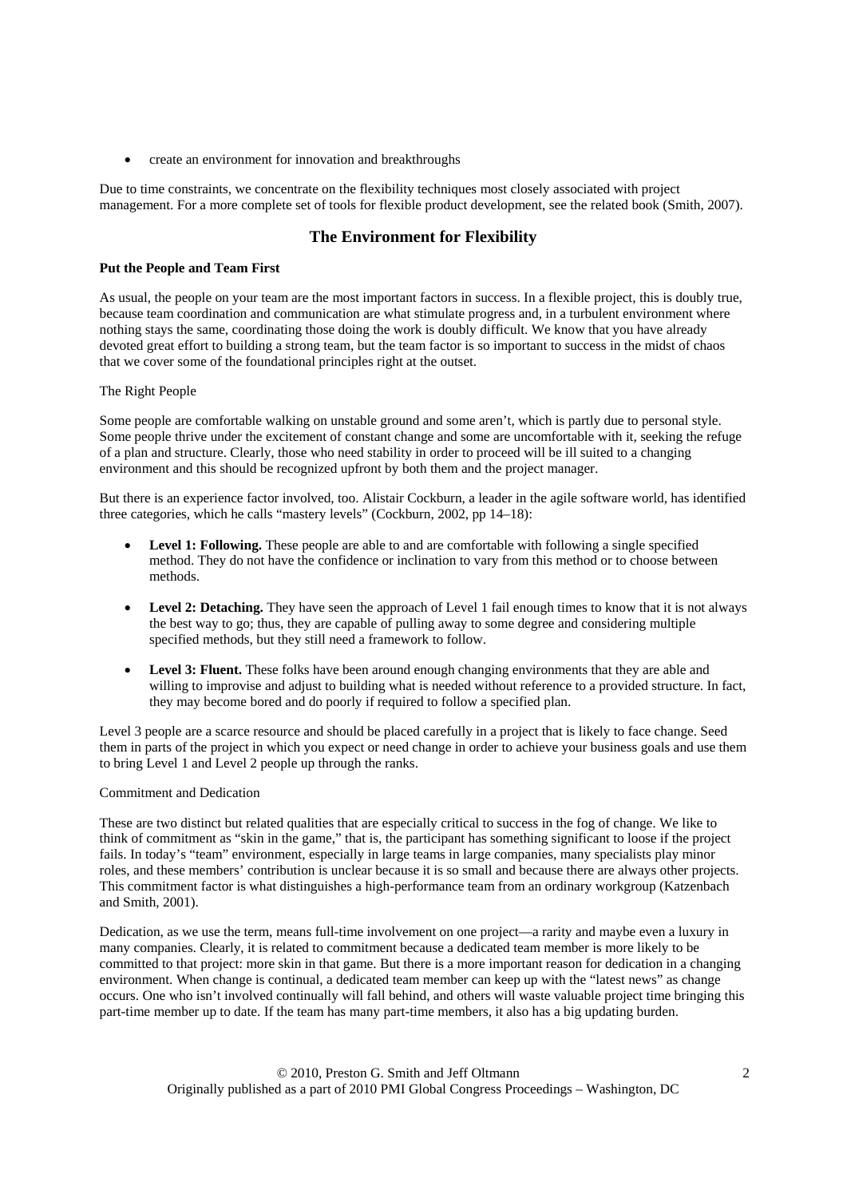- create an environment for innovation and breakthroughs

Due to time constraints, we concentrate on the flexibility techniques most closely associated with project management. For a more complete set of tools for flexible product development, see the related book (Smith, 2007).

## The Environment for Flexibility

### Put the People and Team First

As usual, the people on your team are the most important factors in success. In a flexible project, this is doubly true, because team coordination and communication are what stimulate progress and, in a turbulent environment where nothing stays the same, coordinating those doing the work is doubly difficult. We know that you have already devoted great effort to building a strong team, but the team factor is so important to success in the midst of chaos that we cover some of the foundational principles right at the outset.

#### The Right People

Some people are comfortable walking on unstable ground and some aren't, which is partly due to personal style. Some people thrive under the excitement of constant change and some are uncomfortable with it, seeking the refuge of a plan and structure. Clearly, those who need stability in order to proceed will be ill suited to a changing environment and this should be recognized upfront by both them and the project manager.

But there is an experience factor involved, too. Alistair Cockburn, a leader in the agile software world, has identified three categories, which he calls "mastery levels" (Cockburn, 2002, pp 14–18):

- **Level 1: Following.** These people are able to and are comfortable with following a single specified method. They do not have the confidence or inclination to vary from this method or to choose between methods.
- **Level 2: Detaching.** They have seen the approach of Level 1 fail enough times to know that it is not always the best way to go; thus, they are capable of pulling away to some degree and considering multiple specified methods, but they still need a framework to follow.
- **Level 3: Fluent.** These folks have been around enough changing environments that they are able and willing to improvise and adjust to building what is needed without reference to a provided structure. In fact, they may become bored and do poorly if required to follow a specified plan.

Level 3 people are a scarce resource and should be placed carefully in a project that is likely to face change. Seed them in parts of the project in which you expect or need change in order to achieve your business goals and use them to bring Level 1 and Level 2 people up through the ranks.

#### Commitment and Dedication

These are two distinct but related qualities that are especially critical to success in the fog of change. We like to think of commitment as "skin in the game," that is, the participant has something significant to loose if the project fails. In today's "team" environment, especially in large teams in large companies, many specialists play minor roles, and these members' contribution is unclear because it is so small and because there are always other projects. This commitment factor is what distinguishes a high-performance team from an ordinary workgroup (Katzenbach and Smith, 2001).

Dedication, as we use the term, means full-time involvement on one project—a rarity and maybe even a luxury in many companies. Clearly, it is related to commitment because a dedicated team member is more likely to be committed to that project: more skin in that game. But there is a more important reason for dedication in a changing environment. When change is continual, a dedicated team member can keep up with the "latest news" as change occurs. One who isn't involved continually will fall behind, and others will waste valuable project time bringing this part-time member up to date. If the team has many part-time members, it also has a big updating burden.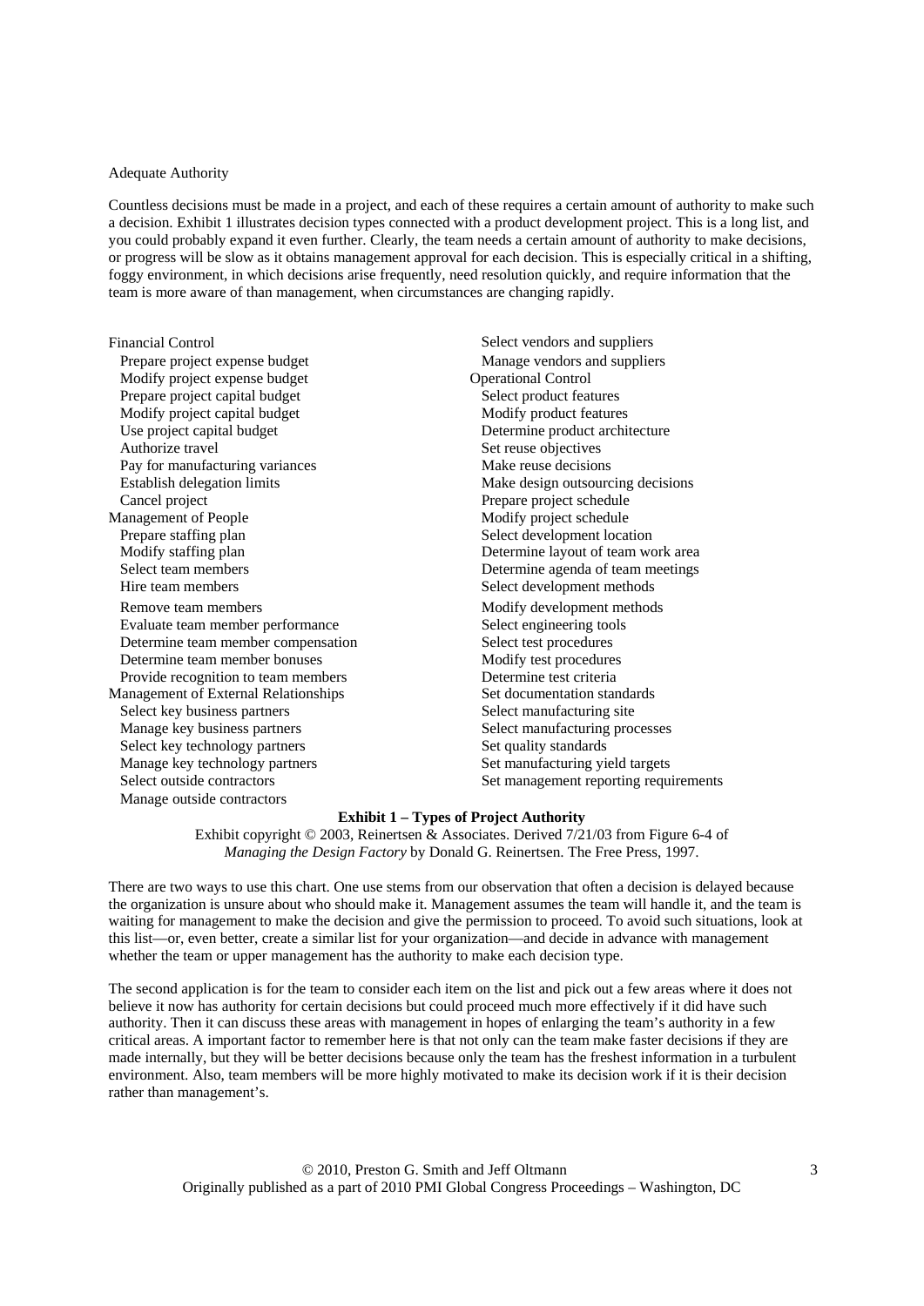## Adequate Authority

Countless decisions must be made in a project, and each of these requires a certain amount of authority to make such a decision. Exhibit 1 illustrates decision types connected with a product development project. This is a long list, and you could probably expand it even further. Clearly, the team needs a certain amount of authority to make decisions, or progress will be slow as it obtains management approval for each decision. This is especially critical in a shifting, foggy environment, in which decisions arise frequently, need resolution quickly, and require information that the team is more aware of than management, when circumstances are changing rapidly.

Financial Control

- Prepare project expense budget
- Modify project expense budget
- Prepare project capital budget
- Modify project capital budget
- Use project capital budget
- Authorize travel
- Pay for manufacturing variances
- Establish delegation limits
- Cancel project

Management of People

- Prepare staffing plan
- Modify staffing plan
- Select team members
- Hire team members
- Remove team members
- Evaluate team member performance
- Determine team member compensation
- Determine team member bonuses
- Provide recognition to team members

Management of External Relationships

- Select key business partners
- Manage key business partners
- Select key technology partners
- Manage key technology partners
- Select outside contractors
- Manage outside contractors
- Select vendors and suppliers
- Manage vendors and suppliers

Operational Control

- Select product features
- Modify product features
- Determine product architecture
- Set reuse objectives
- Make reuse decisions
- Make design outsourcing decisions
- Prepare project schedule
- Modify project schedule
- Select development location
- Determine layout of team work area
- Determine agenda of team meetings
- Select development methods
- Modify development methods
- Select engineering tools
- Select test procedures
- Modify test procedures
- Determine test criteria
- Set documentation standards
- Select manufacturing site
- Select manufacturing processes
- Set quality standards
- Set manufacturing yield targets
- Set management reporting requirements

**Exhibit 1 – Types of Project Authority**

Exhibit copyright © 2003, Reinertsen & Associates. Derived 7/21/03 from Figure 6-4 of *Managing the Design Factory* by Donald G. Reinertsen. The Free Press, 1997.

There are two ways to use this chart. One use stems from our observation that often a decision is delayed because the organization is unsure about who should make it. Management assumes the team will handle it, and the team is waiting for management to make the decision and give the permission to proceed. To avoid such situations, look at this list—or, even better, create a similar list for your organization—and decide in advance with management whether the team or upper management has the authority to make each decision type.

The second application is for the team to consider each item on the list and pick out a few areas where it does not believe it now has authority for certain decisions but could proceed much more effectively if it did have such authority. Then it can discuss these areas with management in hopes of enlarging the team's authority in a few critical areas. A important factor to remember here is that not only can the team make faster decisions if they are made internally, but they will be better decisions because only the team has the freshest information in a turbulent environment. Also, team members will be more highly motivated to make its decision work if it is their decision rather than management's.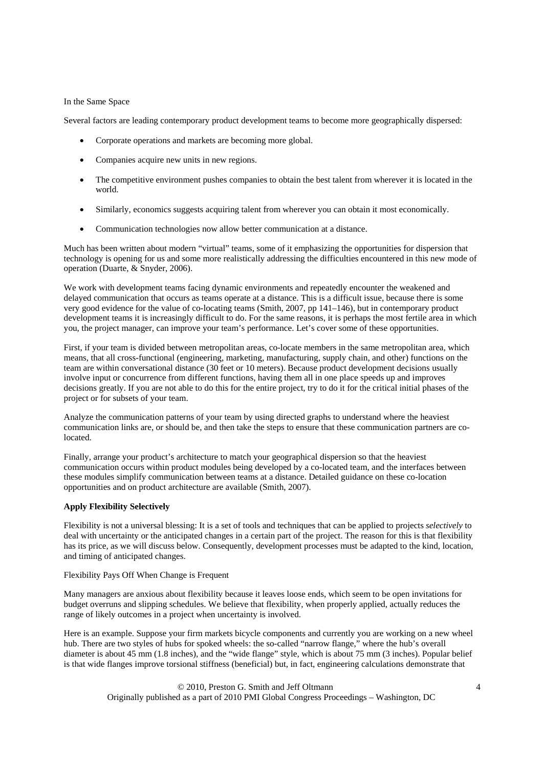In the Same Space

Several factors are leading contemporary product development teams to become more geographically dispersed:

- Corporate operations and markets are becoming more global.
- Companies acquire new units in new regions.
- The competitive environment pushes companies to obtain the best talent from wherever it is located in the world.
- Similarly, economics suggests acquiring talent from wherever you can obtain it most economically.
- Communication technologies now allow better communication at a distance.

Much has been written about modern "virtual" teams, some of it emphasizing the opportunities for dispersion that technology is opening for us and some more realistically addressing the difficulties encountered in this new mode of operation (Duarte, & Snyder, 2006).

We work with development teams facing dynamic environments and repeatedly encounter the weakened and delayed communication that occurs as teams operate at a distance. This is a difficult issue, because there is some very good evidence for the value of co-locating teams (Smith, 2007, pp 141–146), but in contemporary product development teams it is increasingly difficult to do. For the same reasons, it is perhaps the most fertile area in which you, the project manager, can improve your team's performance. Let's cover some of these opportunities.

First, if your team is divided between metropolitan areas, co-locate members in the same metropolitan area, which means, that all cross-functional (engineering, marketing, manufacturing, supply chain, and other) functions on the team are within conversational distance (30 feet or 10 meters). Because product development decisions usually involve input or concurrence from different functions, having them all in one place speeds up and improves decisions greatly. If you are not able to do this for the entire project, try to do it for the critical initial phases of the project or for subsets of your team.

Analyze the communication patterns of your team by using directed graphs to understand where the heaviest communication links are, or should be, and then take the steps to ensure that these communication partners are co-located.

Finally, arrange your product's architecture to match your geographical dispersion so that the heaviest communication occurs within product modules being developed by a co-located team, and the interfaces between these modules simplify communication between teams at a distance. Detailed guidance on these co-location opportunities and on product architecture are available (Smith, 2007).

**Apply Flexibility Selectively**

Flexibility is not a universal blessing: It is a set of tools and techniques that can be applied to projects *selectively* to deal with uncertainty or the anticipated changes in a certain part of the project. The reason for this is that flexibility has its price, as we will discuss below. Consequently, development processes must be adapted to the kind, location, and timing of anticipated changes.

Flexibility Pays Off When Change is Frequent

Many managers are anxious about flexibility because it leaves loose ends, which seem to be open invitations for budget overruns and slipping schedules. We believe that flexibility, when properly applied, actually reduces the range of likely outcomes in a project when uncertainty is involved.

Here is an example. Suppose your firm markets bicycle components and currently you are working on a new wheel hub. There are two styles of hubs for spoked wheels: the so-called "narrow flange," where the hub's overall diameter is about 45 mm (1.8 inches), and the "wide flange" style, which is about 75 mm (3 inches). Popular belief is that wide flanges improve torsional stiffness (beneficial) but, in fact, engineering calculations demonstrate that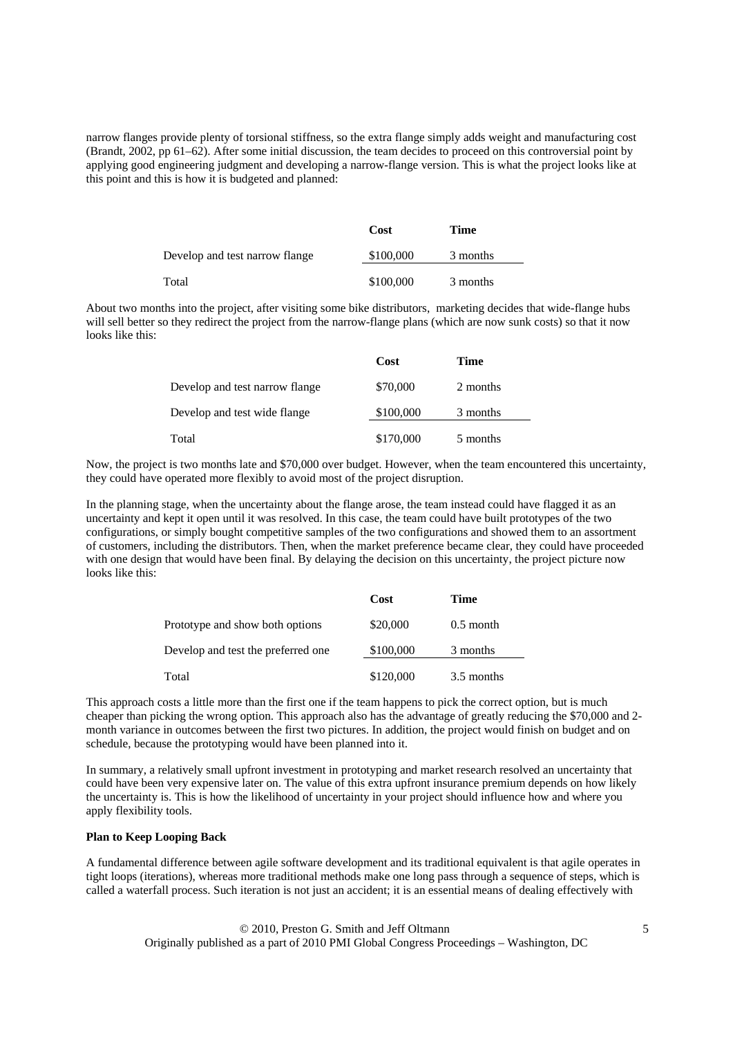narrow flanges provide plenty of torsional stiffness, so the extra flange simply adds weight and manufacturing cost (Brandt, 2002, pp 61–62). After some initial discussion, the team decides to proceed on this controversial point by applying good engineering judgment and developing a narrow-flange version. This is what the project looks like at this point and this is how it is budgeted and planned:

| | Cost | Time |
|---|---|---|
| Develop and test narrow flange | $100,000 | 3 months |
| Total | $100,000 | 3 months |

About two months into the project, after visiting some bike distributors, marketing decides that wide-flange hubs will sell better so they redirect the project from the narrow-flange plans (which are now sunk costs) so that it now looks like this:

| | Cost | Time |
|---|---|---|
| Develop and test narrow flange | $70,000 | 2 months |
| Develop and test wide flange | $100,000 | 3 months |
| Total | $170,000 | 5 months |

Now, the project is two months late and $70,000 over budget. However, when the team encountered this uncertainty, they could have operated more flexibly to avoid most of the project disruption.

In the planning stage, when the uncertainty about the flange arose, the team instead could have flagged it as an uncertainty and kept it open until it was resolved. In this case, the team could have built prototypes of the two configurations, or simply bought competitive samples of the two configurations and showed them to an assortment of customers, including the distributors. Then, when the market preference became clear, they could have proceeded with one design that would have been final. By delaying the decision on this uncertainty, the project picture now looks like this:

| | Cost | Time |
|---|---|---|
| Prototype and show both options | $20,000 | 0.5 month |
| Develop and test the preferred one | $100,000 | 3 months |
| Total | $120,000 | 3.5 months |

This approach costs a little more than the first one if the team happens to pick the correct option, but is much cheaper than picking the wrong option. This approach also has the advantage of greatly reducing the $70,000 and 2-month variance in outcomes between the first two pictures. In addition, the project would finish on budget and on schedule, because the prototyping would have been planned into it.

In summary, a relatively small upfront investment in prototyping and market research resolved an uncertainty that could have been very expensive later on. The value of this extra upfront insurance premium depends on how likely the uncertainty is. This is how the likelihood of uncertainty in your project should influence how and where you apply flexibility tools.

**Plan to Keep Looping Back**

A fundamental difference between agile software development and its traditional equivalent is that agile operates in tight loops (iterations), whereas more traditional methods make one long pass through a sequence of steps, which is called a waterfall process. Such iteration is not just an accident; it is an essential means of dealing effectively with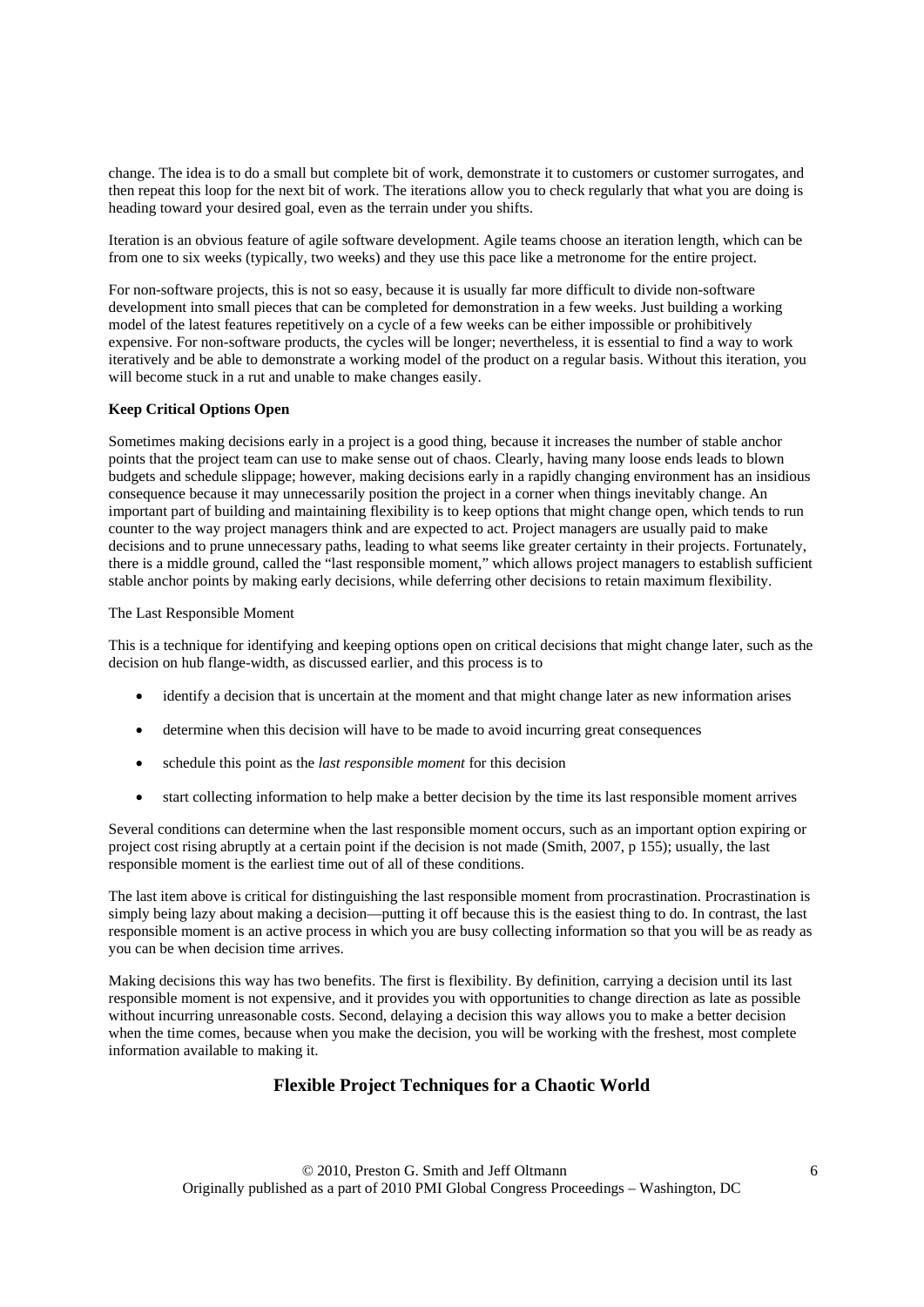change. The idea is to do a small but complete bit of work, demonstrate it to customers or customer surrogates, and then repeat this loop for the next bit of work. The iterations allow you to check regularly that what you are doing is heading toward your desired goal, even as the terrain under you shifts.

Iteration is an obvious feature of agile software development. Agile teams choose an iteration length, which can be from one to six weeks (typically, two weeks) and they use this pace like a metronome for the entire project.

For non-software projects, this is not so easy, because it is usually far more difficult to divide non-software development into small pieces that can be completed for demonstration in a few weeks. Just building a working model of the latest features repetitively on a cycle of a few weeks can be either impossible or prohibitively expensive. For non-software products, the cycles will be longer; nevertheless, it is essential to find a way to work iteratively and be able to demonstrate a working model of the product on a regular basis. Without this iteration, you will become stuck in a rut and unable to make changes easily.

**Keep Critical Options Open**

Sometimes making decisions early in a project is a good thing, because it increases the number of stable anchor points that the project team can use to make sense out of chaos. Clearly, having many loose ends leads to blown budgets and schedule slippage; however, making decisions early in a rapidly changing environment has an insidious consequence because it may unnecessarily position the project in a corner when things inevitably change. An important part of building and maintaining flexibility is to keep options that might change open, which tends to run counter to the way project managers think and are expected to act. Project managers are usually paid to make decisions and to prune unnecessary paths, leading to what seems like greater certainty in their projects. Fortunately, there is a middle ground, called the "last responsible moment," which allows project managers to establish sufficient stable anchor points by making early decisions, while deferring other decisions to retain maximum flexibility.

The Last Responsible Moment

This is a technique for identifying and keeping options open on critical decisions that might change later, such as the decision on hub flange-width, as discussed earlier, and this process is to

- identify a decision that is uncertain at the moment and that might change later as new information arises
- determine when this decision will have to be made to avoid incurring great consequences
- schedule this point as the *last responsible moment* for this decision
- start collecting information to help make a better decision by the time its last responsible moment arrives

Several conditions can determine when the last responsible moment occurs, such as an important option expiring or project cost rising abruptly at a certain point if the decision is not made (Smith, 2007, p 155); usually, the last responsible moment is the earliest time out of all of these conditions.

The last item above is critical for distinguishing the last responsible moment from procrastination. Procrastination is simply being lazy about making a decision—putting it off because this is the easiest thing to do. In contrast, the last responsible moment is an active process in which you are busy collecting information so that you will be as ready as you can be when decision time arrives.

Making decisions this way has two benefits. The first is flexibility. By definition, carrying a decision until its last responsible moment is not expensive, and it provides you with opportunities to change direction as late as possible without incurring unreasonable costs. Second, delaying a decision this way allows you to make a better decision when the time comes, because when you make the decision, you will be working with the freshest, most complete information available to making it.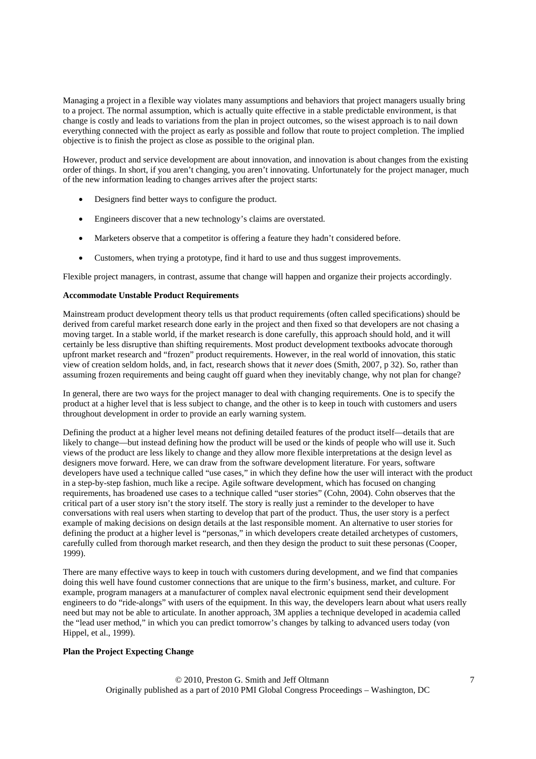Managing a project in a flexible way violates many assumptions and behaviors that project managers usually bring to a project. The normal assumption, which is actually quite effective in a stable predictable environment, is that change is costly and leads to variations from the plan in project outcomes, so the wisest approach is to nail down everything connected with the project as early as possible and follow that route to project completion. The implied objective is to finish the project as close as possible to the original plan.

However, product and service development are about innovation, and innovation is about changes from the existing order of things. In short, if you aren't changing, you aren't innovating. Unfortunately for the project manager, much of the new information leading to changes arrives after the project starts:

- Designers find better ways to configure the product.
- Engineers discover that a new technology's claims are overstated.
- Marketers observe that a competitor is offering a feature they hadn't considered before.
- Customers, when trying a prototype, find it hard to use and thus suggest improvements.

Flexible project managers, in contrast, assume that change will happen and organize their projects accordingly.

**Accommodate Unstable Product Requirements**

Mainstream product development theory tells us that product requirements (often called specifications) should be derived from careful market research done early in the project and then fixed so that developers are not chasing a moving target. In a stable world, if the market research is done carefully, this approach should hold, and it will certainly be less disruptive than shifting requirements. Most product development textbooks advocate thorough upfront market research and "frozen" product requirements. However, in the real world of innovation, this static view of creation seldom holds, and, in fact, research shows that it *never* does (Smith, 2007, p 32). So, rather than assuming frozen requirements and being caught off guard when they inevitably change, why not plan for change?

In general, there are two ways for the project manager to deal with changing requirements. One is to specify the product at a higher level that is less subject to change, and the other is to keep in touch with customers and users throughout development in order to provide an early warning system.

Defining the product at a higher level means not defining detailed features of the product itself—details that are likely to change—but instead defining how the product will be used or the kinds of people who will use it. Such views of the product are less likely to change and they allow more flexible interpretations at the design level as designers move forward. Here, we can draw from the software development literature. For years, software developers have used a technique called "use cases," in which they define how the user will interact with the product in a step-by-step fashion, much like a recipe. Agile software development, which has focused on changing requirements, has broadened use cases to a technique called "user stories" (Cohn, 2004). Cohn observes that the critical part of a user story isn't the story itself. The story is really just a reminder to the developer to have conversations with real users when starting to develop that part of the product. Thus, the user story is a perfect example of making decisions on design details at the last responsible moment. An alternative to user stories for defining the product at a higher level is "personas," in which developers create detailed archetypes of customers, carefully culled from thorough market research, and then they design the product to suit these personas (Cooper, 1999).

There are many effective ways to keep in touch with customers during development, and we find that companies doing this well have found customer connections that are unique to the firm's business, market, and culture. For example, program managers at a manufacturer of complex naval electronic equipment send their development engineers to do "ride-alongs" with users of the equipment. In this way, the developers learn about what users really need but may not be able to articulate. In another approach, 3M applies a technique developed in academia called the "lead user method," in which you can predict tomorrow's changes by talking to advanced users today (von Hippel, et al., 1999).

**Plan the Project Expecting Change**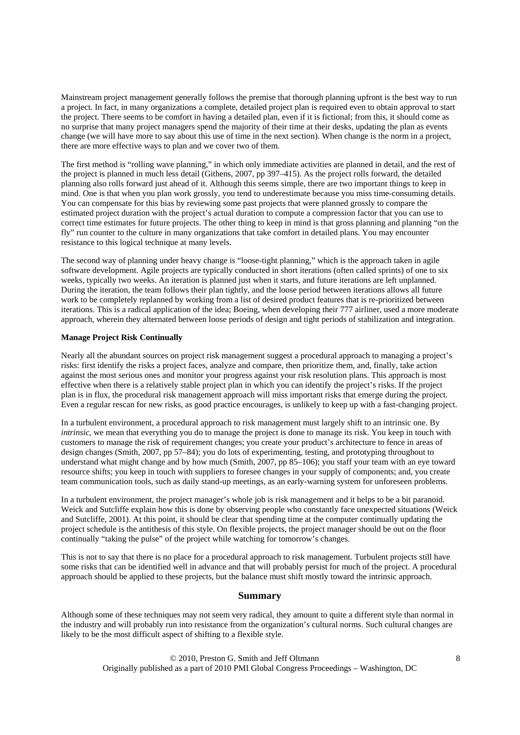Mainstream project management generally follows the premise that thorough planning upfront is the best way to run a project. In fact, in many organizations a complete, detailed project plan is required even to obtain approval to start the project. There seems to be comfort in having a detailed plan, even if it is fictional; from this, it should come as no surprise that many project managers spend the majority of their time at their desks, updating the plan as events change (we will have more to say about this use of time in the next section). When change is the norm in a project, there are more effective ways to plan and we cover two of them.

The first method is "rolling wave planning," in which only immediate activities are planned in detail, and the rest of the project is planned in much less detail (Githens, 2007, pp 397–415). As the project rolls forward, the detailed planning also rolls forward just ahead of it. Although this seems simple, there are two important things to keep in mind. One is that when you plan work grossly, you tend to underestimate because you miss time-consuming details. You can compensate for this bias by reviewing some past projects that were planned grossly to compare the estimated project duration with the project's actual duration to compute a compression factor that you can use to correct time estimates for future projects. The other thing to keep in mind is that gross planning and planning "on the fly" run counter to the culture in many organizations that take comfort in detailed plans. You may encounter resistance to this logical technique at many levels.

The second way of planning under heavy change is "loose-tight planning," which is the approach taken in agile software development. Agile projects are typically conducted in short iterations (often called sprints) of one to six weeks, typically two weeks. An iteration is planned just when it starts, and future iterations are left unplanned. During the iteration, the team follows their plan tightly, and the loose period between iterations allows all future work to be completely replanned by working from a list of desired product features that is re-prioritized between iterations. This is a radical application of the idea; Boeing, when developing their 777 airliner, used a more moderate approach, wherein they alternated between loose periods of design and tight periods of stabilization and integration.

**Manage Project Risk Continually**

Nearly all the abundant sources on project risk management suggest a procedural approach to managing a project's risks: first identify the risks a project faces, analyze and compare, then prioritize them, and, finally, take action against the most serious ones and monitor your progress against your risk resolution plans. This approach is most effective when there is a relatively stable project plan in which you can identify the project's risks. If the project plan is in flux, the procedural risk management approach will miss important risks that emerge during the project. Even a regular rescan for new risks, as good practice encourages, is unlikely to keep up with a fast-changing project.

In a turbulent environment, a procedural approach to risk management must largely shift to an intrinsic one. By *intrinsic*, we mean that everything you do to manage the project is done to manage its risk. You keep in touch with customers to manage the risk of requirement changes; you create your product's architecture to fence in areas of design changes (Smith, 2007, pp 57–84); you do lots of experimenting, testing, and prototyping throughout to understand what might change and by how much (Smith, 2007, pp 85–106); you staff your team with an eye toward resource shifts; you keep in touch with suppliers to foresee changes in your supply of components; and, you create team communication tools, such as daily stand-up meetings, as an early-warning system for unforeseen problems.

In a turbulent environment, the project manager's whole job is risk management and it helps to be a bit paranoid. Weick and Sutcliffe explain how this is done by observing people who constantly face unexpected situations (Weick and Sutcliffe, 2001). At this point, it should be clear that spending time at the computer continually updating the project schedule is the antithesis of this style. On flexible projects, the project manager should be out on the floor continually "taking the pulse" of the project while watching for tomorrow's changes.

This is not to say that there is no place for a procedural approach to risk management. Turbulent projects still have some risks that can be identified well in advance and that will probably persist for much of the project. A procedural approach should be applied to these projects, but the balance must shift mostly toward the intrinsic approach.

## Summary

Although some of these techniques may not seem very radical, they amount to quite a different style than normal in the industry and will probably run into resistance from the organization's cultural norms. Such cultural changes are likely to be the most difficult aspect of shifting to a flexible style.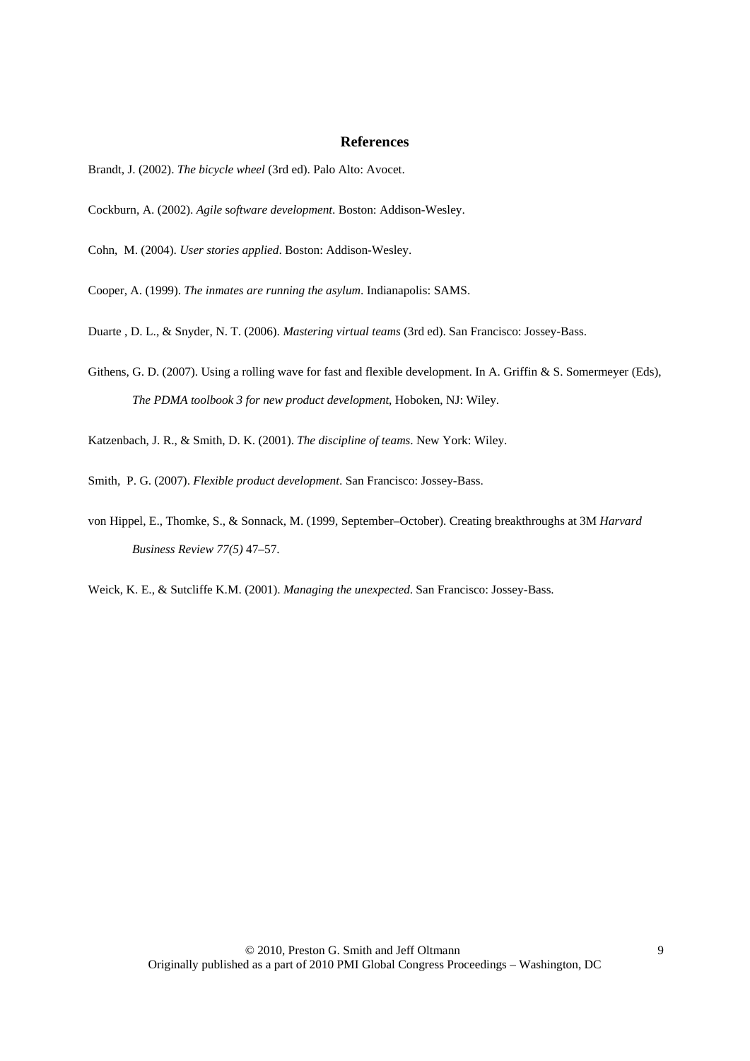## References

Brandt, J. (2002). *The bicycle wheel* (3rd ed). Palo Alto: Avocet.

Cockburn, A. (2002). *Agile software development*. Boston: Addison-Wesley.

Cohn, M. (2004). *User stories applied*. Boston: Addison-Wesley.

Cooper, A. (1999). *The inmates are running the asylum*. Indianapolis: SAMS.

Duarte , D. L., & Snyder, N. T. (2006). *Mastering virtual teams* (3rd ed). San Francisco: Jossey-Bass.

Githens, G. D. (2007). Using a rolling wave for fast and flexible development. In A. Griffin & S. Somermeyer (Eds), *The PDMA toolbook 3 for new product development*, Hoboken, NJ: Wiley.

Katzenbach, J. R., & Smith, D. K. (2001). *The discipline of teams*. New York: Wiley.

Smith, P. G. (2007). *Flexible product development*. San Francisco: Jossey-Bass.

von Hippel, E., Thomke, S., & Sonnack, M. (1999, September–October). Creating breakthroughs at 3M *Harvard Business Review 77(5)* 47–57.

Weick, K. E., & Sutcliffe K.M. (2001). *Managing the unexpected*. San Francisco: Jossey-Bass.

© 2010, Preston G. Smith and Jeff Oltmann
Originally published as a part of 2010 PMI Global Congress Proceedings – Washington, DC